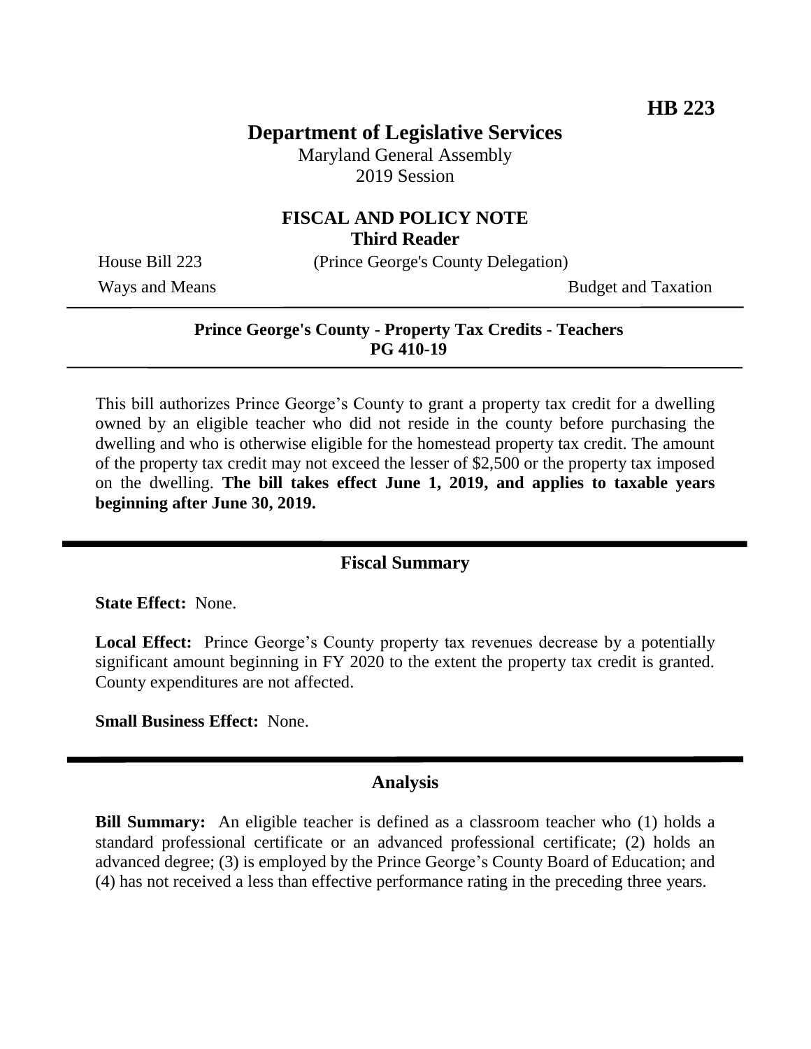**HB 223**

# Department of Legislative Services

Maryland General Assembly
2019 Session

## FISCAL AND POLICY NOTE
**Third Reader**

House Bill 223 (Prince George's County Delegation)

Ways and Means Budget and Taxation

---

**Prince George's County - Property Tax Credits - Teachers**
**PG 410-19**

---

This bill authorizes Prince George's County to grant a property tax credit for a dwelling owned by an eligible teacher who did not reside in the county before purchasing the dwelling and who is otherwise eligible for the homestead property tax credit. The amount of the property tax credit may not exceed the lesser of $2,500 or the property tax imposed on the dwelling. **The bill takes effect June 1, 2019, and applies to taxable years beginning after June 30, 2019.**

---

## Fiscal Summary

**State Effect:** None.

**Local Effect:** Prince George's County property tax revenues decrease by a potentially significant amount beginning in FY 2020 to the extent the property tax credit is granted. County expenditures are not affected.

**Small Business Effect:** None.

---

## Analysis

**Bill Summary:** An eligible teacher is defined as a classroom teacher who (1) holds a standard professional certificate or an advanced professional certificate; (2) holds an advanced degree; (3) is employed by the Prince George's County Board of Education; and (4) has not received a less than effective performance rating in the preceding three years.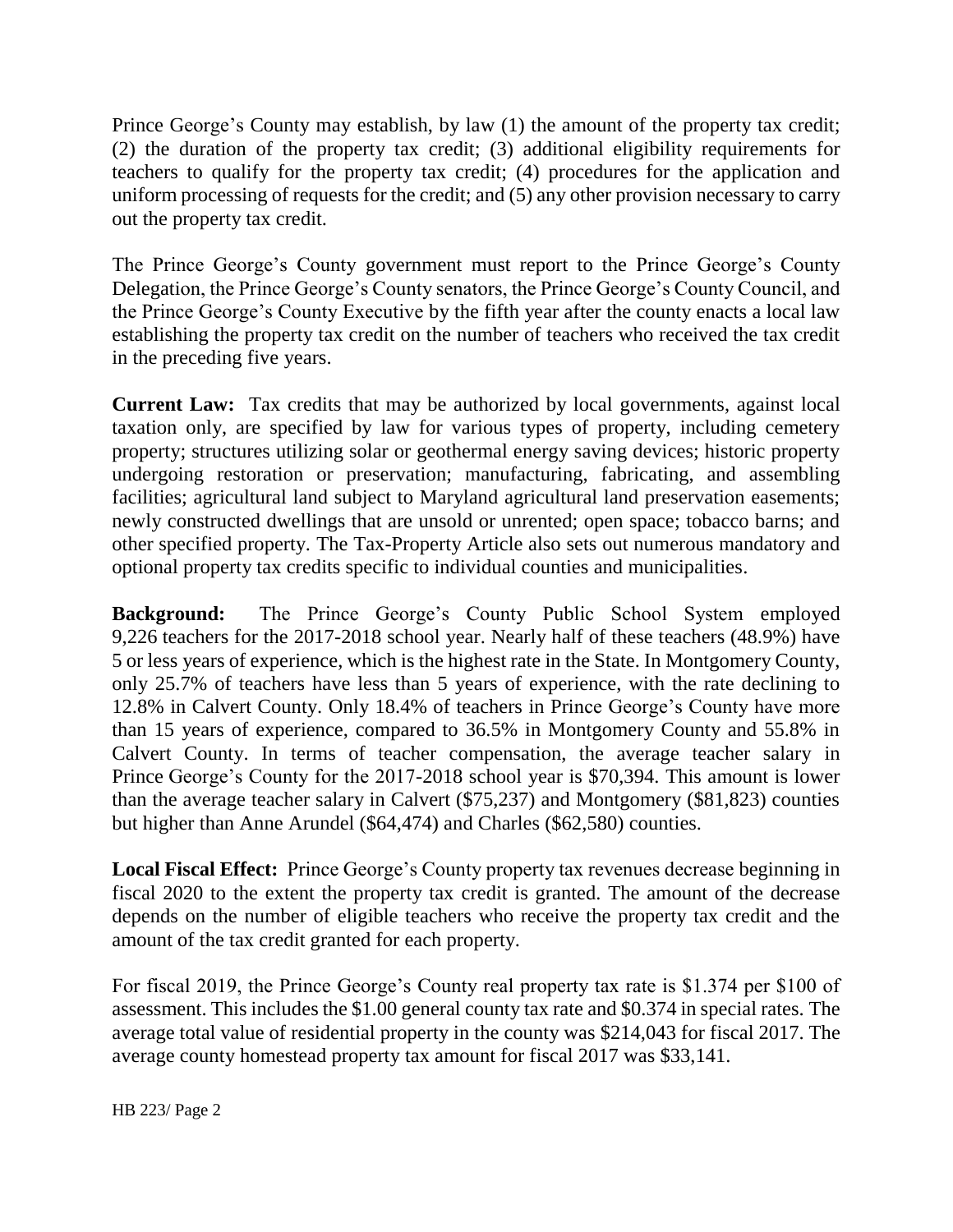Prince George's County may establish, by law (1) the amount of the property tax credit; (2) the duration of the property tax credit; (3) additional eligibility requirements for teachers to qualify for the property tax credit; (4) procedures for the application and uniform processing of requests for the credit; and (5) any other provision necessary to carry out the property tax credit.

The Prince George's County government must report to the Prince George's County Delegation, the Prince George's County senators, the Prince George's County Council, and the Prince George's County Executive by the fifth year after the county enacts a local law establishing the property tax credit on the number of teachers who received the tax credit in the preceding five years.

**Current Law:** Tax credits that may be authorized by local governments, against local taxation only, are specified by law for various types of property, including cemetery property; structures utilizing solar or geothermal energy saving devices; historic property undergoing restoration or preservation; manufacturing, fabricating, and assembling facilities; agricultural land subject to Maryland agricultural land preservation easements; newly constructed dwellings that are unsold or unrented; open space; tobacco barns; and other specified property. The Tax-Property Article also sets out numerous mandatory and optional property tax credits specific to individual counties and municipalities.

**Background:** The Prince George's County Public School System employed 9,226 teachers for the 2017-2018 school year. Nearly half of these teachers (48.9%) have 5 or less years of experience, which is the highest rate in the State. In Montgomery County, only 25.7% of teachers have less than 5 years of experience, with the rate declining to 12.8% in Calvert County. Only 18.4% of teachers in Prince George's County have more than 15 years of experience, compared to 36.5% in Montgomery County and 55.8% in Calvert County. In terms of teacher compensation, the average teacher salary in Prince George's County for the 2017-2018 school year is $70,394. This amount is lower than the average teacher salary in Calvert ($75,237) and Montgomery ($81,823) counties but higher than Anne Arundel ($64,474) and Charles ($62,580) counties.

**Local Fiscal Effect:** Prince George's County property tax revenues decrease beginning in fiscal 2020 to the extent the property tax credit is granted. The amount of the decrease depends on the number of eligible teachers who receive the property tax credit and the amount of the tax credit granted for each property.

For fiscal 2019, the Prince George's County real property tax rate is $1.374 per $100 of assessment. This includes the $1.00 general county tax rate and $0.374 in special rates. The average total value of residential property in the county was $214,043 for fiscal 2017. The average county homestead property tax amount for fiscal 2017 was $33,141.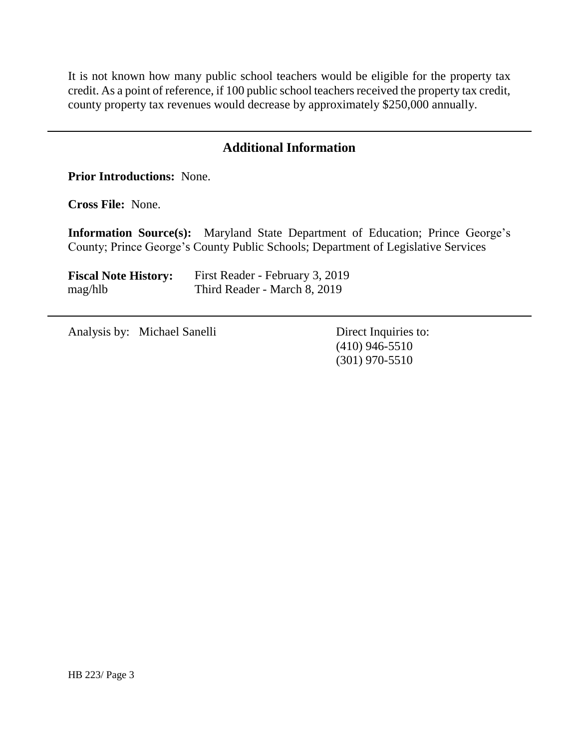It is not known how many public school teachers would be eligible for the property tax credit. As a point of reference, if 100 public school teachers received the property tax credit, county property tax revenues would decrease by approximately $250,000 annually.

## Additional Information

**Prior Introductions:** None.

**Cross File:** None.

**Information Source(s):** Maryland State Department of Education; Prince George's County; Prince George's County Public Schools; Department of Legislative Services

**Fiscal Note History:** First Reader - February 3, 2019
mag/hlb Third Reader - March 8, 2019

Analysis by: Michael Sanelli

Direct Inquiries to:
(410) 946-5510
(301) 970-5510